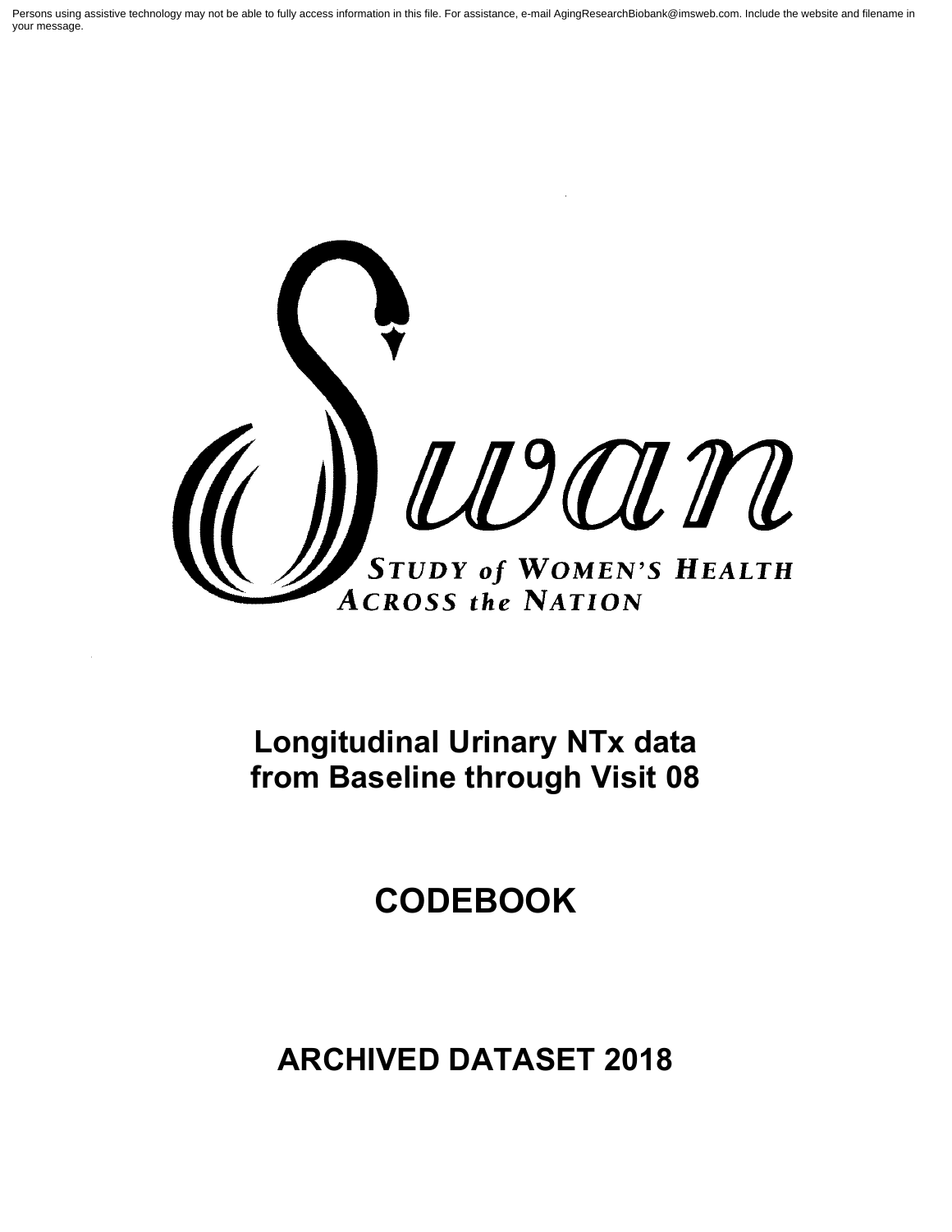Persons using assistive technology may not be able to fully access information in this file. For assistance, e-mail AgingResearchBiobank@imsweb.com. Include the website and filename in your message.

Swan

STUDY of WOMEN'S HEALTH ACROSS the NATION

# Longitudinal Urinary NTx data from Baseline through Visit 08

# CODEBOOK

# ARCHIVED DATASET 2018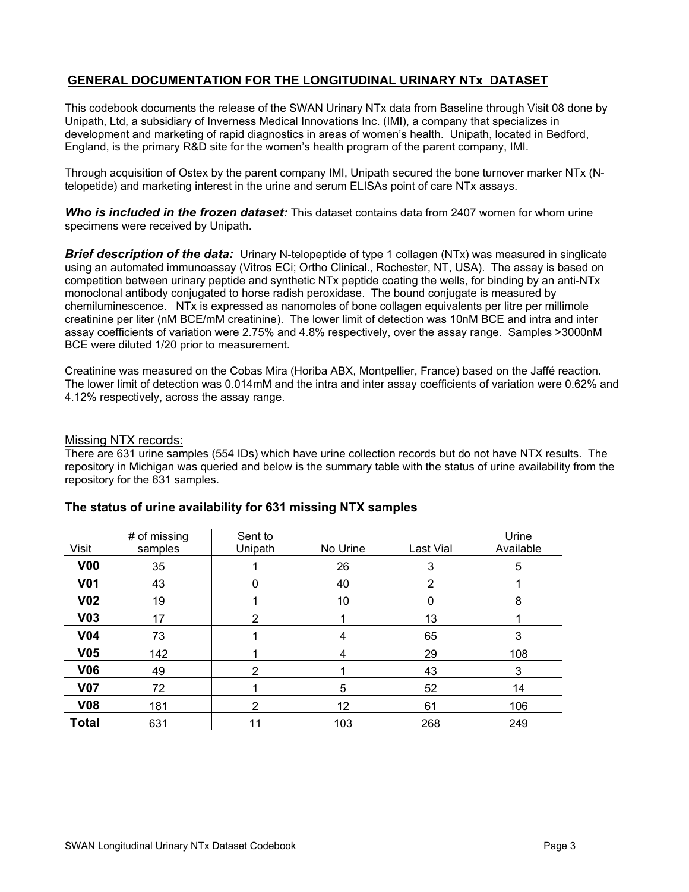## GENERAL DOCUMENTATION FOR THE LONGITUDINAL URINARY NTx DATASET

This codebook documents the release of the SWAN Urinary NTx data from Baseline through Visit 08 done by Unipath, Ltd, a subsidiary of Inverness Medical Innovations Inc. (IMI), a company that specializes in development and marketing of rapid diagnostics in areas of women's health. Unipath, located in Bedford, England, is the primary R&D site for the women's health program of the parent company, IMI.

Through acquisition of Ostex by the parent company IMI, Unipath secured the bone turnover marker NTx (N-telopetide) and marketing interest in the urine and serum ELISAs point of care NTx assays.

***Who is included in the frozen dataset:*** This dataset contains data from 2407 women for whom urine specimens were received by Unipath.

***Brief description of the data:*** Urinary N-telopeptide of type 1 collagen (NTx) was measured in singlicate using an automated immunoassay (Vitros ECi; Ortho Clinical., Rochester, NT, USA). The assay is based on competition between urinary peptide and synthetic NTx peptide coating the wells, for binding by an anti-NTx monoclonal antibody conjugated to horse radish peroxidase. The bound conjugate is measured by chemiluminescence. NTx is expressed as nanomoles of bone collagen equivalents per litre per millimole creatinine per liter (nM BCE/mM creatinine). The lower limit of detection was 10nM BCE and intra and inter assay coefficients of variation were 2.75% and 4.8% respectively, over the assay range. Samples >3000nM BCE were diluted 1/20 prior to measurement.

Creatinine was measured on the Cobas Mira (Horiba ABX, Montpellier, France) based on the Jaffé reaction. The lower limit of detection was 0.014mM and the intra and inter assay coefficients of variation were 0.62% and 4.12% respectively, across the assay range.

Missing NTX records:

There are 631 urine samples (554 IDs) which have urine collection records but do not have NTX results. The repository in Michigan was queried and below is the summary table with the status of urine availability from the repository for the 631 samples.

### The status of urine availability for 631 missing NTX samples

| Visit | # of missing samples | Sent to Unipath | No Urine | Last Vial | Urine Available |
|---|---|---|---|---|---|
| **V00** | 35 | 1 | 26 | 3 | 5 |
| **V01** | 43 | 0 | 40 | 2 | 1 |
| **V02** | 19 | 1 | 10 | 0 | 8 |
| **V03** | 17 | 2 | 1 | 13 | 1 |
| **V04** | 73 | 1 | 4 | 65 | 3 |
| **V05** | 142 | 1 | 4 | 29 | 108 |
| **V06** | 49 | 2 | 1 | 43 | 3 |
| **V07** | 72 | 1 | 5 | 52 | 14 |
| **V08** | 181 | 2 | 12 | 61 | 106 |
| **Total** | 631 | 11 | 103 | 268 | 249 |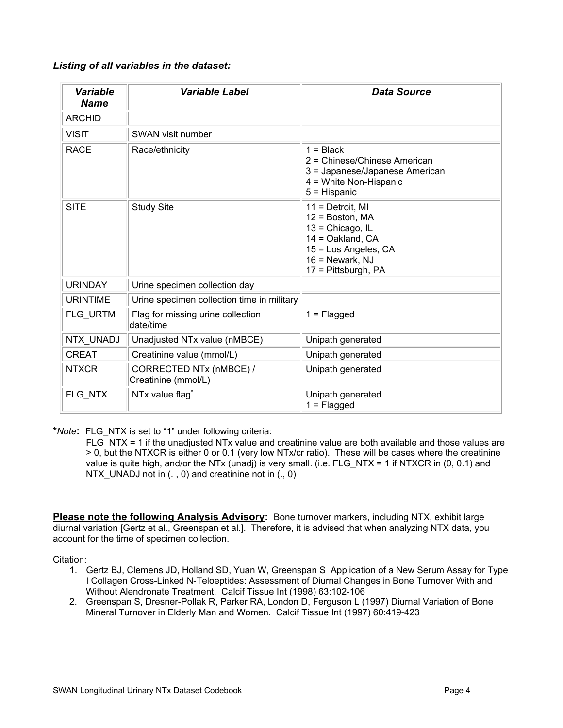***Listing of all variables in the dataset:***

| ***Variable Name*** | ***Variable Label*** | ***Data Source*** |
| --- | --- | --- |
| ARCHID | | |
| VISIT | SWAN visit number | |
| RACE | Race/ethnicity | 1 = Black<br>2 = Chinese/Chinese American<br>3 = Japanese/Japanese American<br>4 = White Non-Hispanic<br>5 = Hispanic |
| SITE | Study Site | 11 = Detroit, MI<br>12 = Boston, MA<br>13 = Chicago, IL<br>14 = Oakland, CA<br>15 = Los Angeles, CA<br>16 = Newark, NJ<br>17 = Pittsburgh, PA |
| URINDAY | Urine specimen collection day | |
| URINTIME | Urine specimen collection time in military | |
| FLG_URTM | Flag for missing urine collection date/time | 1 = Flagged |
| NTX_UNADJ | Unadjusted NTx value (nMBCE) | Unipath generated |
| CREAT | Creatinine value (mmol/L) | Unipath generated |
| NTXCR | CORRECTED NTx (nMBCE) / Creatinine (mmol/L) | Unipath generated |
| FLG_NTX | NTx value flag* | Unipath generated<br>1 = Flagged |

***Note*:** FLG_NTX is set to "1" under following criteria:

FLG_NTX = 1 if the unadjusted NTx value and creatinine value are both available and those values are > 0, but the NTXCR is either 0 or 0.1 (very low NTx/cr ratio). These will be cases where the creatinine value is quite high, and/or the NTx (unadj) is very small. (i.e. FLG_NTX = 1 if NTXCR in (0, 0.1) and NTX_UNADJ not in (. , 0) and creatinine not in (., 0)

**Please note the following Analysis Advisory:** Bone turnover markers, including NTX, exhibit large diurnal variation [Gertz et al., Greenspan et al.]. Therefore, it is advised that when analyzing NTX data, you account for the time of specimen collection.

Citation:

1. Gertz BJ, Clemens JD, Holland SD, Yuan W, Greenspan S Application of a New Serum Assay for Type I Collagen Cross-Linked N-Teloeptides: Assessment of Diurnal Changes in Bone Turnover With and Without Alendronate Treatment. Calcif Tissue Int (1998) 63:102-106
2. Greenspan S, Dresner-Pollak R, Parker RA, London D, Ferguson L (1997) Diurnal Variation of Bone Mineral Turnover in Elderly Man and Women. Calcif Tissue Int (1997) 60:419-423